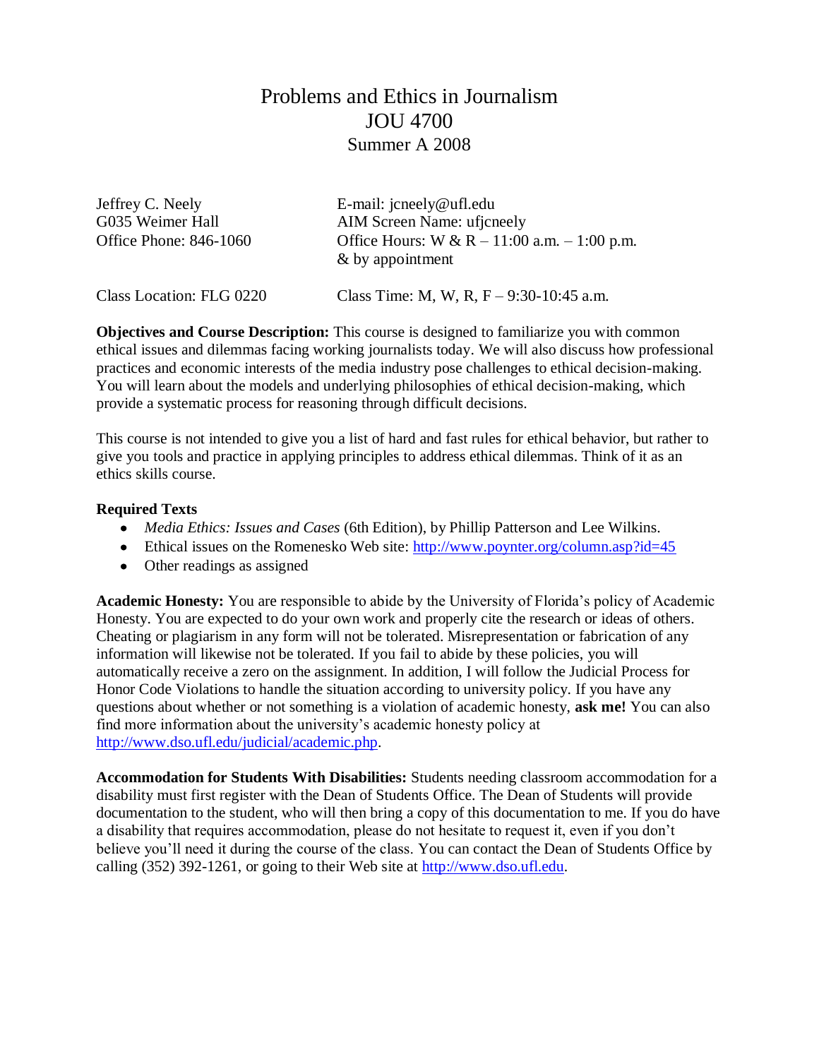# Problems and Ethics in Journalism
# JOU 4700
## Summer A 2008

Jeffrey C. Neely
G035 Weimer Hall
Office Phone: 846-1060

E-mail: jcneely@ufl.edu
AIM Screen Name: ufjcneely
Office Hours: W & R – 11:00 a.m. – 1:00 p.m. & by appointment

Class Location: FLG 0220

Class Time: M, W, R, F – 9:30-10:45 a.m.

**Objectives and Course Description:** This course is designed to familiarize you with common ethical issues and dilemmas facing working journalists today. We will also discuss how professional practices and economic interests of the media industry pose challenges to ethical decision-making. You will learn about the models and underlying philosophies of ethical decision-making, which provide a systematic process for reasoning through difficult decisions.

This course is not intended to give you a list of hard and fast rules for ethical behavior, but rather to give you tools and practice in applying principles to address ethical dilemmas. Think of it as an ethics skills course.

**Required Texts**

- *Media Ethics: Issues and Cases* (6th Edition), by Phillip Patterson and Lee Wilkins.
- Ethical issues on the Romenesko Web site: http://www.poynter.org/column.asp?id=45
- Other readings as assigned

**Academic Honesty:** You are responsible to abide by the University of Florida's policy of Academic Honesty. You are expected to do your own work and properly cite the research or ideas of others. Cheating or plagiarism in any form will not be tolerated. Misrepresentation or fabrication of any information will likewise not be tolerated. If you fail to abide by these policies, you will automatically receive a zero on the assignment. In addition, I will follow the Judicial Process for Honor Code Violations to handle the situation according to university policy. If you have any questions about whether or not something is a violation of academic honesty, **ask me!** You can also find more information about the university's academic honesty policy at http://www.dso.ufl.edu/judicial/academic.php.

**Accommodation for Students With Disabilities:** Students needing classroom accommodation for a disability must first register with the Dean of Students Office. The Dean of Students will provide documentation to the student, who will then bring a copy of this documentation to me. If you do have a disability that requires accommodation, please do not hesitate to request it, even if you don't believe you'll need it during the course of the class. You can contact the Dean of Students Office by calling (352) 392-1261, or going to their Web site at http://www.dso.ufl.edu.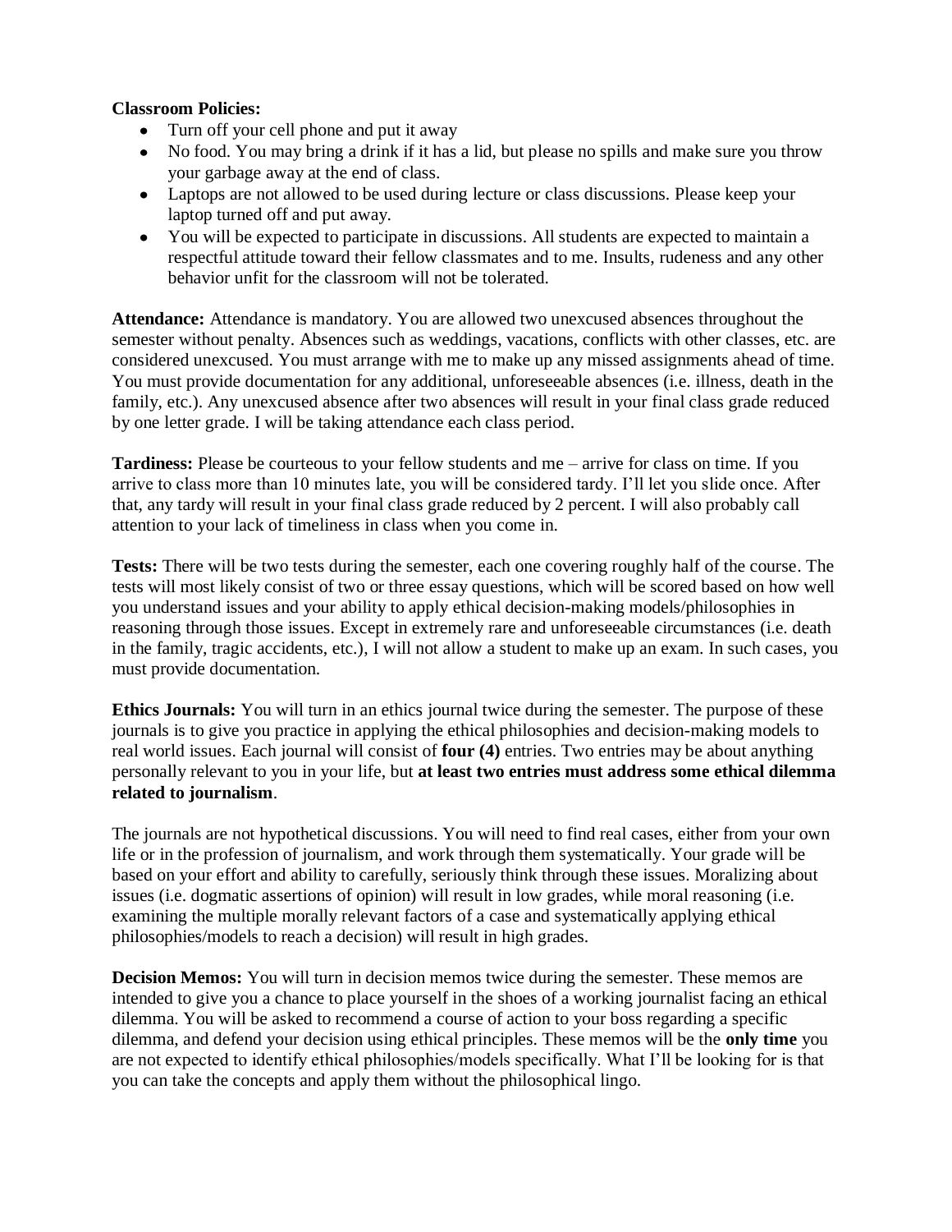**Classroom Policies:**

- Turn off your cell phone and put it away
- No food. You may bring a drink if it has a lid, but please no spills and make sure you throw your garbage away at the end of class.
- Laptops are not allowed to be used during lecture or class discussions. Please keep your laptop turned off and put away.
- You will be expected to participate in discussions. All students are expected to maintain a respectful attitude toward their fellow classmates and to me. Insults, rudeness and any other behavior unfit for the classroom will not be tolerated.

**Attendance:** Attendance is mandatory. You are allowed two unexcused absences throughout the semester without penalty. Absences such as weddings, vacations, conflicts with other classes, etc. are considered unexcused. You must arrange with me to make up any missed assignments ahead of time. You must provide documentation for any additional, unforeseeable absences (i.e. illness, death in the family, etc.). Any unexcused absence after two absences will result in your final class grade reduced by one letter grade. I will be taking attendance each class period.

**Tardiness:** Please be courteous to your fellow students and me – arrive for class on time. If you arrive to class more than 10 minutes late, you will be considered tardy. I'll let you slide once. After that, any tardy will result in your final class grade reduced by 2 percent. I will also probably call attention to your lack of timeliness in class when you come in.

**Tests:** There will be two tests during the semester, each one covering roughly half of the course. The tests will most likely consist of two or three essay questions, which will be scored based on how well you understand issues and your ability to apply ethical decision-making models/philosophies in reasoning through those issues. Except in extremely rare and unforeseeable circumstances (i.e. death in the family, tragic accidents, etc.), I will not allow a student to make up an exam. In such cases, you must provide documentation.

**Ethics Journals:** You will turn in an ethics journal twice during the semester. The purpose of these journals is to give you practice in applying the ethical philosophies and decision-making models to real world issues. Each journal will consist of **four (4)** entries. Two entries may be about anything personally relevant to you in your life, but **at least two entries must address some ethical dilemma related to journalism**.

The journals are not hypothetical discussions. You will need to find real cases, either from your own life or in the profession of journalism, and work through them systematically. Your grade will be based on your effort and ability to carefully, seriously think through these issues. Moralizing about issues (i.e. dogmatic assertions of opinion) will result in low grades, while moral reasoning (i.e. examining the multiple morally relevant factors of a case and systematically applying ethical philosophies/models to reach a decision) will result in high grades.

**Decision Memos:** You will turn in decision memos twice during the semester. These memos are intended to give you a chance to place yourself in the shoes of a working journalist facing an ethical dilemma. You will be asked to recommend a course of action to your boss regarding a specific dilemma, and defend your decision using ethical principles. These memos will be the **only time** you are not expected to identify ethical philosophies/models specifically. What I'll be looking for is that you can take the concepts and apply them without the philosophical lingo.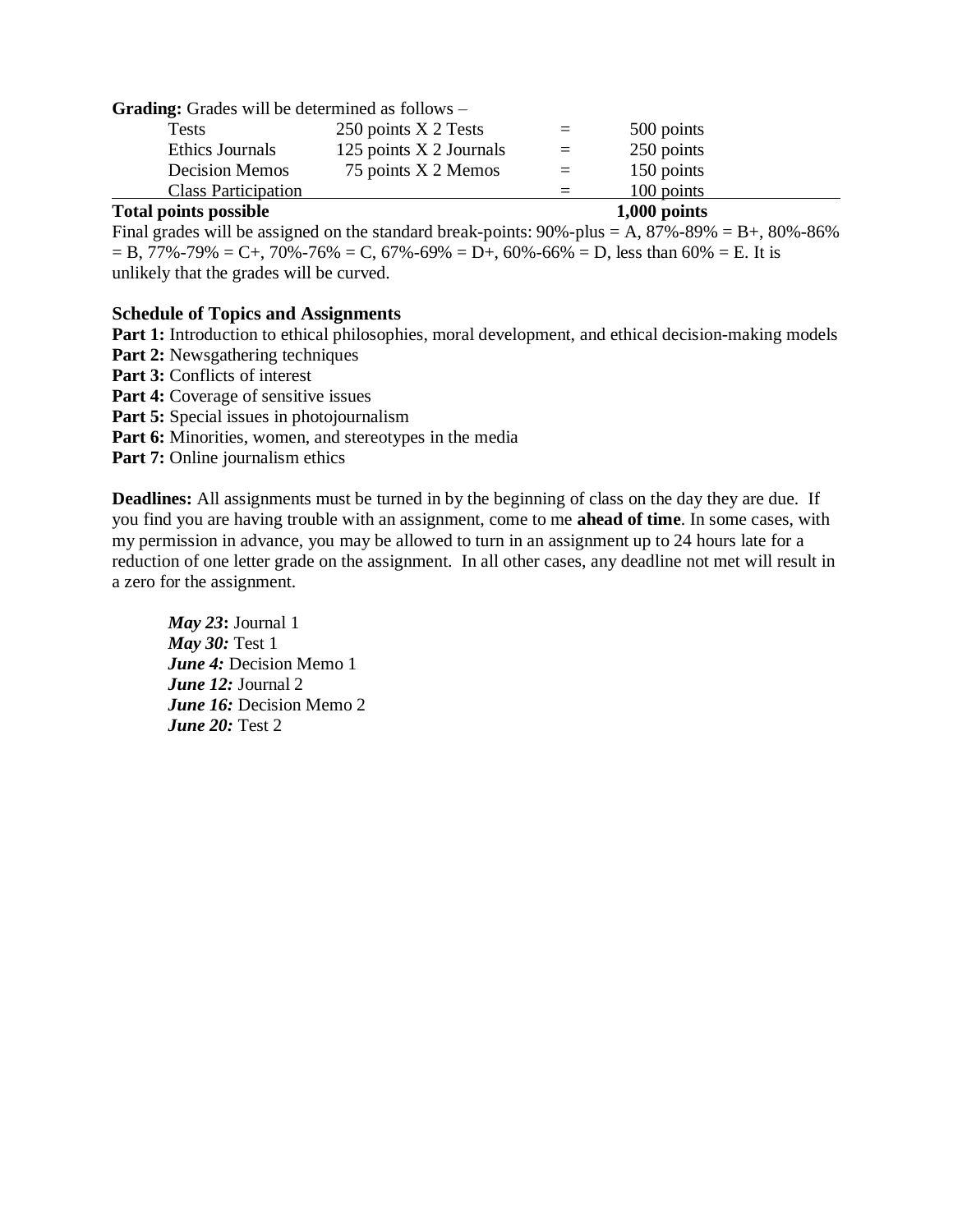**Grading:** Grades will be determined as follows –

| | | | |
|---|---|---|---|
| Tests | 250 points X 2 Tests | = | 500 points |
| Ethics Journals | 125 points X 2 Journals | = | 250 points |
| Decision Memos | 75 points X 2 Memos | = | 150 points |
| Class Participation | | = | 100 points |
| **Total points possible** | | | **1,000 points** |

Final grades will be assigned on the standard break-points: 90%-plus = A, 87%-89% = B+, 80%-86% = B, 77%-79% = C+, 70%-76% = C, 67%-69% = D+, 60%-66% = D, less than 60% = E. It is unlikely that the grades will be curved.

**Schedule of Topics and Assignments**

**Part 1:** Introduction to ethical philosophies, moral development, and ethical decision-making models
**Part 2:** Newsgathering techniques
**Part 3:** Conflicts of interest
**Part 4:** Coverage of sensitive issues
**Part 5:** Special issues in photojournalism
**Part 6:** Minorities, women, and stereotypes in the media
**Part 7:** Online journalism ethics

**Deadlines:** All assignments must be turned in by the beginning of class on the day they are due. If you find you are having trouble with an assignment, come to me **ahead of time**. In some cases, with my permission in advance, you may be allowed to turn in an assignment up to 24 hours late for a reduction of one letter grade on the assignment. In all other cases, any deadline not met will result in a zero for the assignment.

***May 23*:** Journal 1
***May 30:*** Test 1
***June 4:*** Decision Memo 1
***June 12:*** Journal 2
***June 16:*** Decision Memo 2
***June 20:*** Test 2